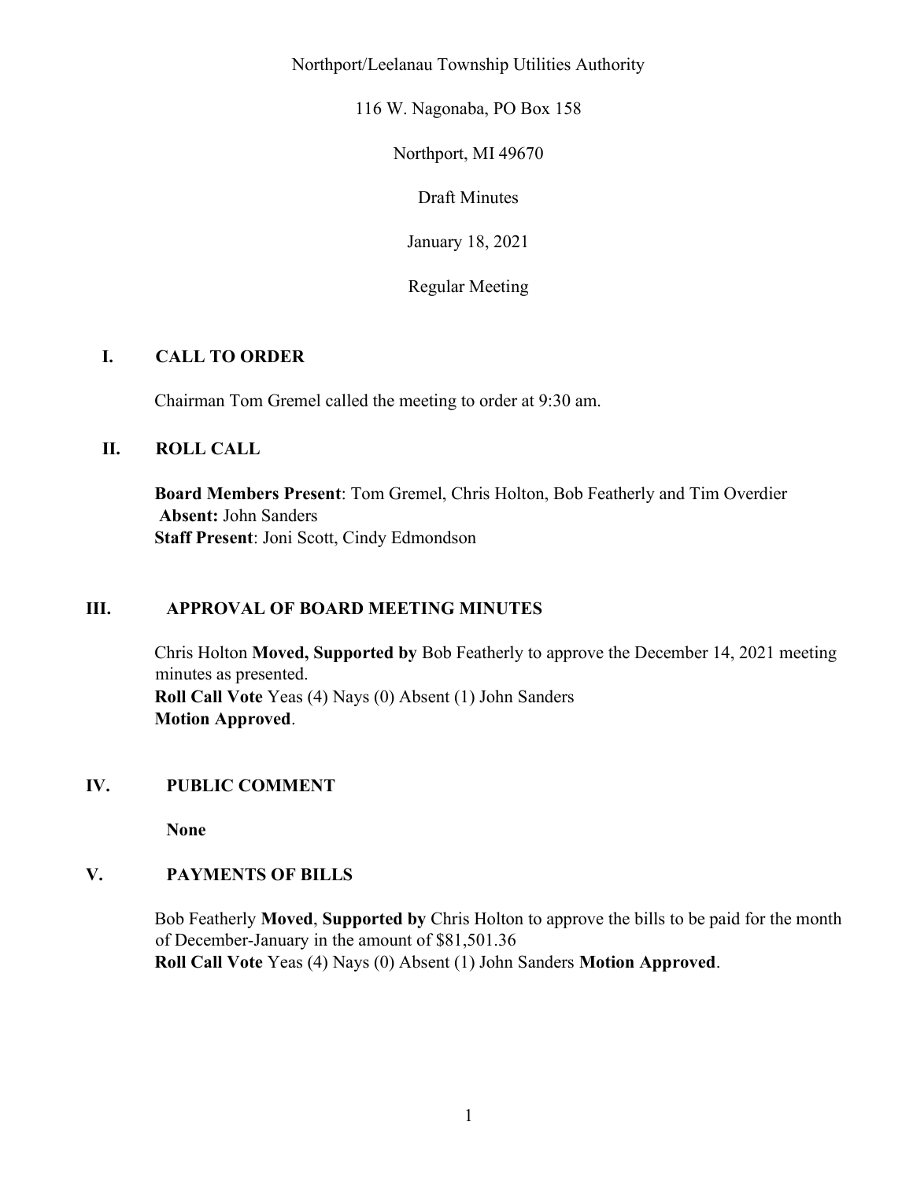Northport/Leelanau Township Utilities Authority

116 W. Nagonaba, PO Box 158

Northport, MI 49670

Draft Minutes

January 18, 2021

Regular Meeting

## I. CALL TO ORDER

Chairman Tom Gremel called the meeting to order at 9:30 am.

## II. ROLL CALL

**Board Members Present**: Tom Gremel, Chris Holton, Bob Featherly and Tim Overdier
**Absent:** John Sanders
**Staff Present**: Joni Scott, Cindy Edmondson

## III. APPROVAL OF BOARD MEETING MINUTES

Chris Holton **Moved, Supported by** Bob Featherly to approve the December 14, 2021 meeting minutes as presented.
**Roll Call Vote** Yeas (4) Nays (0) Absent (1) John Sanders
**Motion Approved**.

## IV. PUBLIC COMMENT

**None**

## V. PAYMENTS OF BILLS

Bob Featherly **Moved**, **Supported by** Chris Holton to approve the bills to be paid for the month of December-January in the amount of $81,501.36
**Roll Call Vote** Yeas (4) Nays (0) Absent (1) John Sanders **Motion Approved**.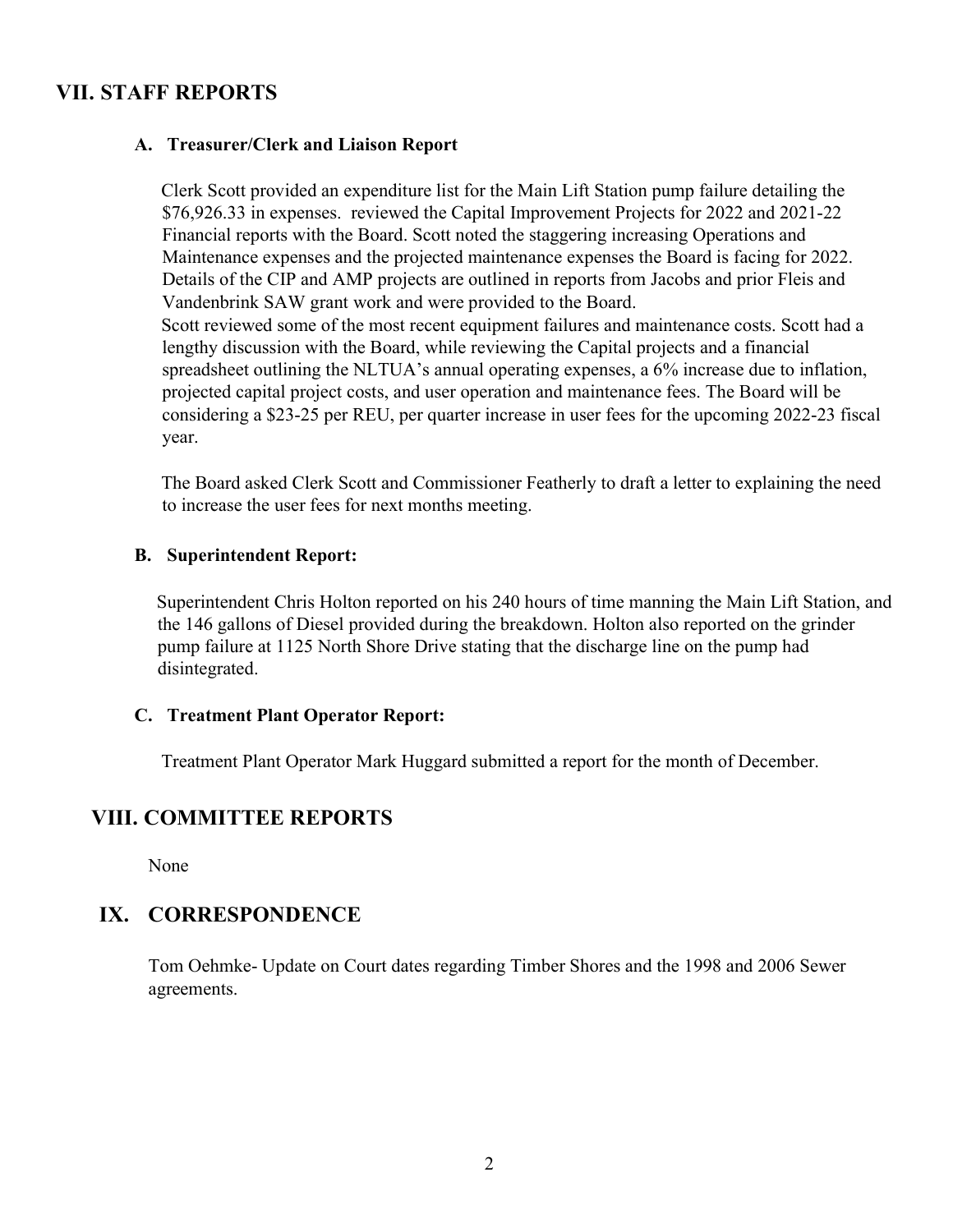## VII. STAFF REPORTS

### A. Treasurer/Clerk and Liaison Report

Clerk Scott provided an expenditure list for the Main Lift Station pump failure detailing the $76,926.33 in expenses. reviewed the Capital Improvement Projects for 2022 and 2021-22 Financial reports with the Board. Scott noted the staggering increasing Operations and Maintenance expenses and the projected maintenance expenses the Board is facing for 2022. Details of the CIP and AMP projects are outlined in reports from Jacobs and prior Fleis and Vandenbrink SAW grant work and were provided to the Board.
Scott reviewed some of the most recent equipment failures and maintenance costs. Scott had a lengthy discussion with the Board, while reviewing the Capital projects and a financial spreadsheet outlining the NLTUA's annual operating expenses, a 6% increase due to inflation, projected capital project costs, and user operation and maintenance fees. The Board will be considering a $23-25 per REU, per quarter increase in user fees for the upcoming 2022-23 fiscal year.

The Board asked Clerk Scott and Commissioner Featherly to draft a letter to explaining the need to increase the user fees for next months meeting.

### B. Superintendent Report:

Superintendent Chris Holton reported on his 240 hours of time manning the Main Lift Station, and the 146 gallons of Diesel provided during the breakdown. Holton also reported on the grinder pump failure at 1125 North Shore Drive stating that the discharge line on the pump had disintegrated.

### C. Treatment Plant Operator Report:

Treatment Plant Operator Mark Huggard submitted a report for the month of December.

## VIII. COMMITTEE REPORTS

None

## IX. CORRESPONDENCE

Tom Oehmke- Update on Court dates regarding Timber Shores and the 1998 and 2006 Sewer agreements.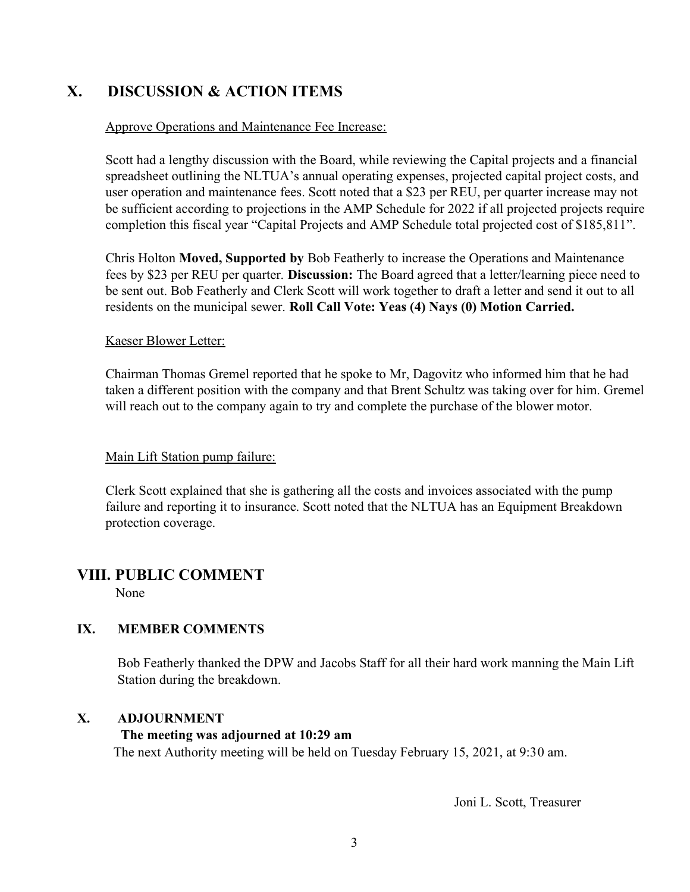## X. DISCUSSION & ACTION ITEMS

Approve Operations and Maintenance Fee Increase:

Scott had a lengthy discussion with the Board, while reviewing the Capital projects and a financial spreadsheet outlining the NLTUA's annual operating expenses, projected capital project costs, and user operation and maintenance fees. Scott noted that a $23 per REU, per quarter increase may not be sufficient according to projections in the AMP Schedule for 2022 if all projected projects require completion this fiscal year "Capital Projects and AMP Schedule total projected cost of $185,811".

Chris Holton **Moved, Supported by** Bob Featherly to increase the Operations and Maintenance fees by $23 per REU per quarter. **Discussion:** The Board agreed that a letter/learning piece need to be sent out. Bob Featherly and Clerk Scott will work together to draft a letter and send it out to all residents on the municipal sewer. **Roll Call Vote: Yeas (4) Nays (0) Motion Carried.**

Kaeser Blower Letter:

Chairman Thomas Gremel reported that he spoke to Mr, Dagovitz who informed him that he had taken a different position with the company and that Brent Schultz was taking over for him. Gremel will reach out to the company again to try and complete the purchase of the blower motor.

Main Lift Station pump failure:

Clerk Scott explained that she is gathering all the costs and invoices associated with the pump failure and reporting it to insurance. Scott noted that the NLTUA has an Equipment Breakdown protection coverage.

## VIII. PUBLIC COMMENT

None

## IX. MEMBER COMMENTS

Bob Featherly thanked the DPW and Jacobs Staff for all their hard work manning the Main Lift Station during the breakdown.

## X. ADJOURNMENT

**The meeting was adjourned at 10:29 am**

The next Authority meeting will be held on Tuesday February 15, 2021, at 9:30 am.

Joni L. Scott, Treasurer